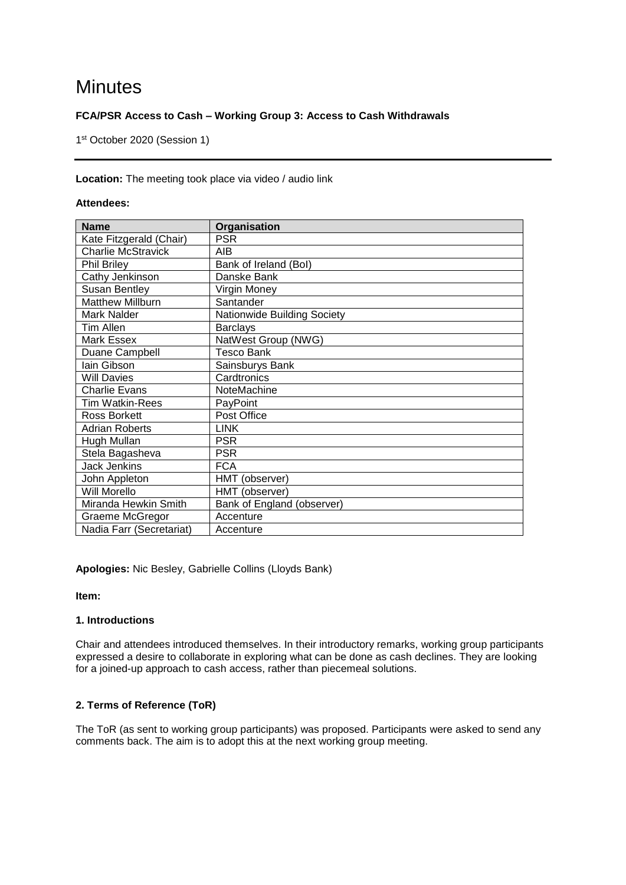# Minutes

**FCA/PSR Access to Cash – Working Group 3: Access to Cash Withdrawals**

1st October 2020 (Session 1)

---

**Location:** The meeting took place via video / audio link

**Attendees:**

| Name | Organisation |
|---|---|
| Kate Fitzgerald (Chair) | PSR |
| Charlie McStravick | AIB |
| Phil Briley | Bank of Ireland (BoI) |
| Cathy Jenkinson | Danske Bank |
| Susan Bentley | Virgin Money |
| Matthew Millburn | Santander |
| Mark Nalder | Nationwide Building Society |
| Tim Allen | Barclays |
| Mark Essex | NatWest Group (NWG) |
| Duane Campbell | Tesco Bank |
| Iain Gibson | Sainsburys Bank |
| Will Davies | Cardtronics |
| Charlie Evans | NoteMachine |
| Tim Watkin-Rees | PayPoint |
| Ross Borkett | Post Office |
| Adrian Roberts | LINK |
| Hugh Mullan | PSR |
| Stela Bagasheva | PSR |
| Jack Jenkins | FCA |
| John Appleton | HMT (observer) |
| Will Morello | HMT (observer) |
| Miranda Hewkin Smith | Bank of England (observer) |
| Graeme McGregor | Accenture |
| Nadia Farr (Secretariat) | Accenture |

**Apologies:** Nic Besley, Gabrielle Collins (Lloyds Bank)

**Item:**

**1. Introductions**

Chair and attendees introduced themselves. In their introductory remarks, working group participants expressed a desire to collaborate in exploring what can be done as cash declines. They are looking for a joined-up approach to cash access, rather than piecemeal solutions.

**2. Terms of Reference (ToR)**

The ToR (as sent to working group participants) was proposed. Participants were asked to send any comments back. The aim is to adopt this at the next working group meeting.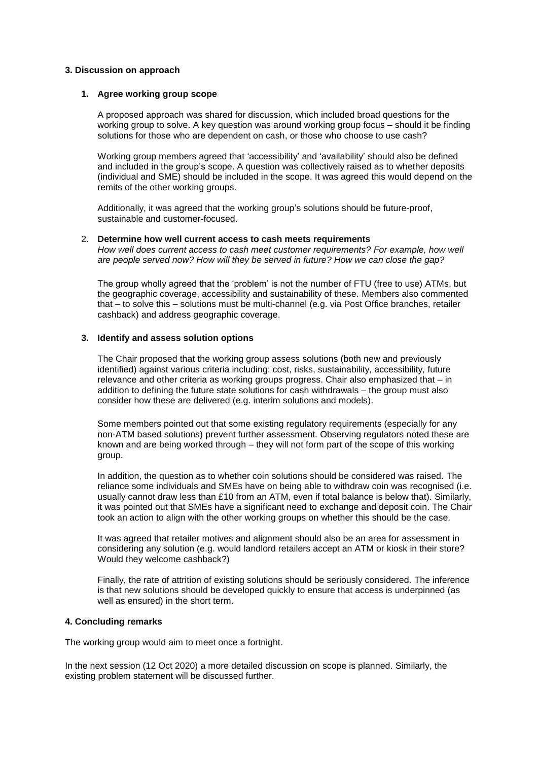**3. Discussion on approach**

1. **Agree working group scope**

   A proposed approach was shared for discussion, which included broad questions for the working group to solve. A key question was around working group focus – should it be finding solutions for those who are dependent on cash, or those who choose to use cash?

   Working group members agreed that 'accessibility' and 'availability' should also be defined and included in the group's scope. A question was collectively raised as to whether deposits (individual and SME) should be included in the scope. It was agreed this would depend on the remits of the other working groups.

   Additionally, it was agreed that the working group's solutions should be future-proof, sustainable and customer-focused.

2. **Determine how well current access to cash meets requirements**
   *How well does current access to cash meet customer requirements? For example, how well are people served now? How will they be served in future? How we can close the gap?*

   The group wholly agreed that the 'problem' is not the number of FTU (free to use) ATMs, but the geographic coverage, accessibility and sustainability of these. Members also commented that – to solve this – solutions must be multi-channel (e.g. via Post Office branches, retailer cashback) and address geographic coverage.

3. **Identify and assess solution options**

   The Chair proposed that the working group assess solutions (both new and previously identified) against various criteria including: cost, risks, sustainability, accessibility, future relevance and other criteria as working groups progress. Chair also emphasized that – in addition to defining the future state solutions for cash withdrawals – the group must also consider how these are delivered (e.g. interim solutions and models).

   Some members pointed out that some existing regulatory requirements (especially for any non-ATM based solutions) prevent further assessment. Observing regulators noted these are known and are being worked through – they will not form part of the scope of this working group.

   In addition, the question as to whether coin solutions should be considered was raised. The reliance some individuals and SMEs have on being able to withdraw coin was recognised (i.e. usually cannot draw less than £10 from an ATM, even if total balance is below that). Similarly, it was pointed out that SMEs have a significant need to exchange and deposit coin. The Chair took an action to align with the other working groups on whether this should be the case.

   It was agreed that retailer motives and alignment should also be an area for assessment in considering any solution (e.g. would landlord retailers accept an ATM or kiosk in their store? Would they welcome cashback?)

   Finally, the rate of attrition of existing solutions should be seriously considered. The inference is that new solutions should be developed quickly to ensure that access is underpinned (as well as ensured) in the short term.

**4. Concluding remarks**

The working group would aim to meet once a fortnight.

In the next session (12 Oct 2020) a more detailed discussion on scope is planned. Similarly, the existing problem statement will be discussed further.